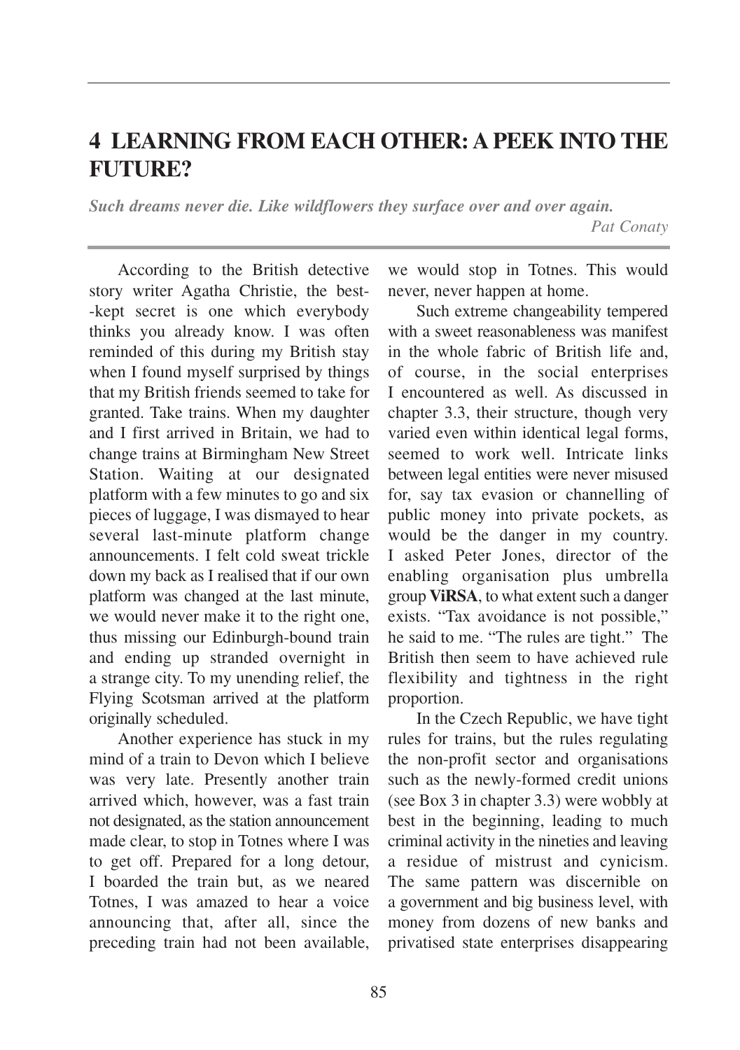# 4 LEARNING FROM EACH OTHER: A PEEK INTO THE FUTURE?

***Such dreams never die. Like wildflowers they surface over and over again.***

*Pat Conaty*

According to the British detective story writer Agatha Christie, the best--kept secret is one which everybody thinks you already know. I was often reminded of this during my British stay when I found myself surprised by things that my British friends seemed to take for granted. Take trains. When my daughter and I first arrived in Britain, we had to change trains at Birmingham New Street Station. Waiting at our designated platform with a few minutes to go and six pieces of luggage, I was dismayed to hear several last-minute platform change announcements. I felt cold sweat trickle down my back as I realised that if our own platform was changed at the last minute, we would never make it to the right one, thus missing our Edinburgh-bound train and ending up stranded overnight in a strange city. To my unending relief, the Flying Scotsman arrived at the platform originally scheduled.

Another experience has stuck in my mind of a train to Devon which I believe was very late. Presently another train arrived which, however, was a fast train not designated, as the station announcement made clear, to stop in Totnes where I was to get off. Prepared for a long detour, I boarded the train but, as we neared Totnes, I was amazed to hear a voice announcing that, after all, since the preceding train had not been available, we would stop in Totnes. This would never, never happen at home.

Such extreme changeability tempered with a sweet reasonableness was manifest in the whole fabric of British life and, of course, in the social enterprises I encountered as well. As discussed in chapter 3.3, their structure, though very varied even within identical legal forms, seemed to work well. Intricate links between legal entities were never misused for, say tax evasion or channelling of public money into private pockets, as would be the danger in my country. I asked Peter Jones, director of the enabling organisation plus umbrella group **ViRSA**, to what extent such a danger exists. "Tax avoidance is not possible," he said to me. "The rules are tight." The British then seem to have achieved rule flexibility and tightness in the right proportion.

In the Czech Republic, we have tight rules for trains, but the rules regulating the non-profit sector and organisations such as the newly-formed credit unions (see Box 3 in chapter 3.3) were wobbly at best in the beginning, leading to much criminal activity in the nineties and leaving a residue of mistrust and cynicism. The same pattern was discernible on a government and big business level, with money from dozens of new banks and privatised state enterprises disappearing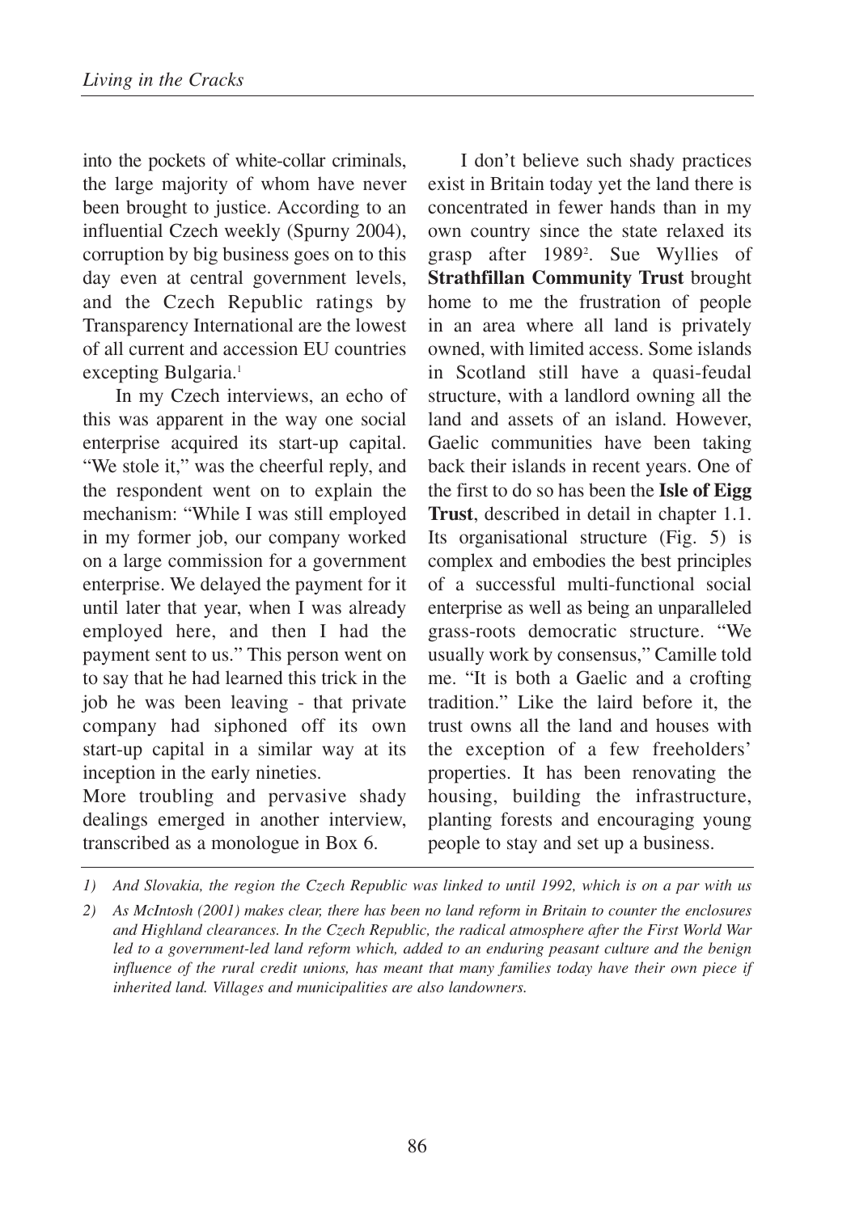into the pockets of white-collar criminals, the large majority of whom have never been brought to justice. According to an influential Czech weekly (Spurny 2004), corruption by big business goes on to this day even at central government levels, and the Czech Republic ratings by Transparency International are the lowest of all current and accession EU countries excepting Bulgaria.[1]

In my Czech interviews, an echo of this was apparent in the way one social enterprise acquired its start-up capital. "We stole it," was the cheerful reply, and the respondent went on to explain the mechanism: "While I was still employed in my former job, our company worked on a large commission for a government enterprise. We delayed the payment for it until later that year, when I was already employed here, and then I had the payment sent to us." This person went on to say that he had learned this trick in the job he was been leaving - that private company had siphoned off its own start-up capital in a similar way at its inception in the early nineties.

More troubling and pervasive shady dealings emerged in another interview, transcribed as a monologue in Box 6.

I don't believe such shady practices exist in Britain today yet the land there is concentrated in fewer hands than in my own country since the state relaxed its grasp after 1989[2]. Sue Wyllies of **Strathfillan Community Trust** brought home to me the frustration of people in an area where all land is privately owned, with limited access. Some islands in Scotland still have a quasi-feudal structure, with a landlord owning all the land and assets of an island. However, Gaelic communities have been taking back their islands in recent years. One of the first to do so has been the **Isle of Eigg Trust**, described in detail in chapter 1.1. Its organisational structure (Fig. 5) is complex and embodies the best principles of a successful multi-functional social enterprise as well as being an unparalleled grass-roots democratic structure. "We usually work by consensus," Camille told me. "It is both a Gaelic and a crofting tradition." Like the laird before it, the trust owns all the land and houses with the exception of a few freeholders' properties. It has been renovating the housing, building the infrastructure, planting forests and encouraging young people to stay and set up a business.

---

*1) And Slovakia, the region the Czech Republic was linked to until 1992, which is on a par with us*

*2) As McIntosh (2001) makes clear, there has been no land reform in Britain to counter the enclosures and Highland clearances. In the Czech Republic, the radical atmosphere after the First World War led to a government-led land reform which, added to an enduring peasant culture and the benign influence of the rural credit unions, has meant that many families today have their own piece if inherited land. Villages and municipalities are also landowners.*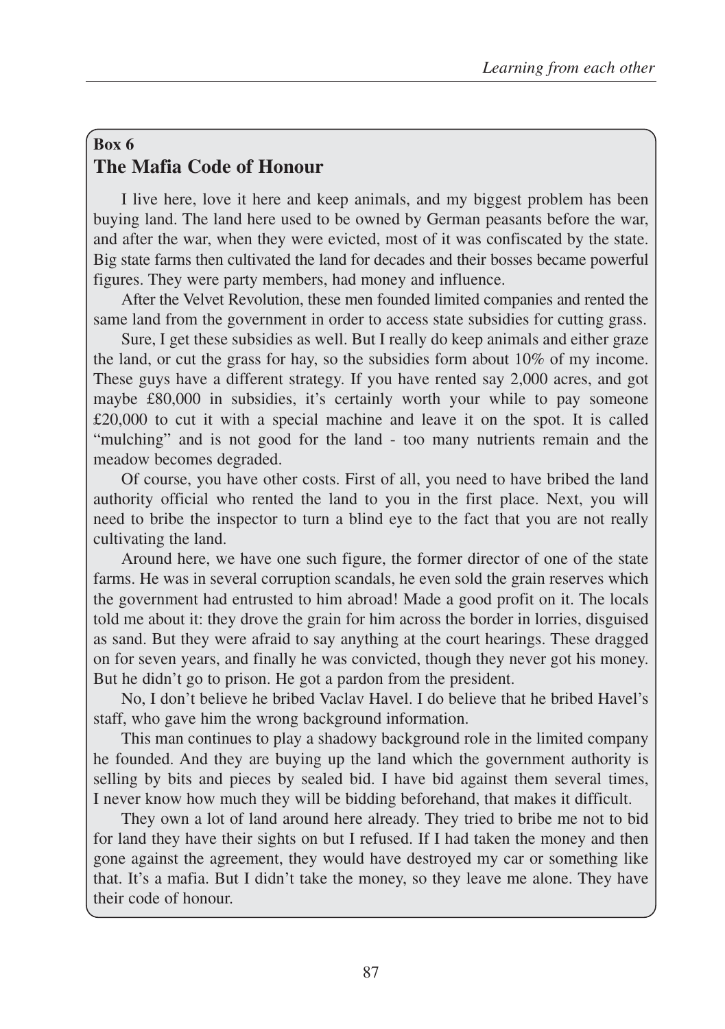**Box 6**

## The Mafia Code of Honour

I live here, love it here and keep animals, and my biggest problem has been buying land. The land here used to be owned by German peasants before the war, and after the war, when they were evicted, most of it was confiscated by the state. Big state farms then cultivated the land for decades and their bosses became powerful figures. They were party members, had money and influence.

After the Velvet Revolution, these men founded limited companies and rented the same land from the government in order to access state subsidies for cutting grass.

Sure, I get these subsidies as well. But I really do keep animals and either graze the land, or cut the grass for hay, so the subsidies form about 10% of my income. These guys have a different strategy. If you have rented say 2,000 acres, and got maybe £80,000 in subsidies, it's certainly worth your while to pay someone £20,000 to cut it with a special machine and leave it on the spot. It is called "mulching" and is not good for the land - too many nutrients remain and the meadow becomes degraded.

Of course, you have other costs. First of all, you need to have bribed the land authority official who rented the land to you in the first place. Next, you will need to bribe the inspector to turn a blind eye to the fact that you are not really cultivating the land.

Around here, we have one such figure, the former director of one of the state farms. He was in several corruption scandals, he even sold the grain reserves which the government had entrusted to him abroad! Made a good profit on it. The locals told me about it: they drove the grain for him across the border in lorries, disguised as sand. But they were afraid to say anything at the court hearings. These dragged on for seven years, and finally he was convicted, though they never got his money. But he didn't go to prison. He got a pardon from the president.

No, I don't believe he bribed Vaclav Havel. I do believe that he bribed Havel's staff, who gave him the wrong background information.

This man continues to play a shadowy background role in the limited company he founded. And they are buying up the land which the government authority is selling by bits and pieces by sealed bid. I have bid against them several times, I never know how much they will be bidding beforehand, that makes it difficult.

They own a lot of land around here already. They tried to bribe me not to bid for land they have their sights on but I refused. If I had taken the money and then gone against the agreement, they would have destroyed my car or something like that. It's a mafia. But I didn't take the money, so they leave me alone. They have their code of honour.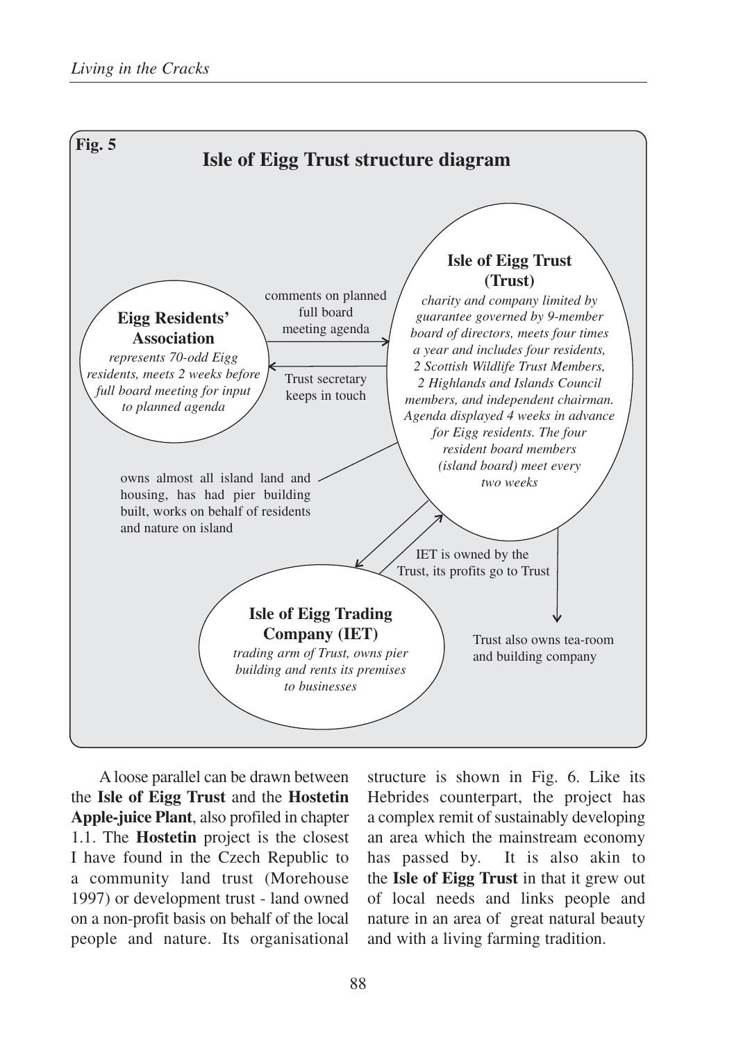**Fig. 5**

## Isle of Eigg Trust structure diagram

**Eigg Residents' Association**
*represents 70-odd Eigg residents, meets 2 weeks before full board meeting for input to planned agenda*

comments on planned full board meeting agenda →

← Trust secretary keeps in touch

**Isle of Eigg Trust (Trust)**
*charity and company limited by guarantee governed by 9-member board of directors, meets four times a year and includes four residents, 2 Scottish Wildlife Trust Members, 2 Highlands and Islands Council members, and independent chairman. Agenda displayed 4 weeks in advance for Eigg residents. The four resident board members (island board) meet every two weeks*

owns almost all island land and housing, has had pier building built, works on behalf of residents and nature on island

IET is owned by the Trust, its profits go to Trust

**Isle of Eigg Trading Company (IET)**
*trading arm of Trust, owns pier building and rents its premises to businesses*

Trust also owns tea-room and building company

A loose parallel can be drawn between the **Isle of Eigg Trust** and the **Hostetin Apple-juice Plant**, also profiled in chapter 1.1. The **Hostetin** project is the closest I have found in the Czech Republic to a community land trust (Morehouse 1997) or development trust - land owned on a non-profit basis on behalf of the local people and nature. Its organisational structure is shown in Fig. 6. Like its Hebrides counterpart, the project has a complex remit of sustainably developing an area which the mainstream economy has passed by. It is also akin to the **Isle of Eigg Trust** in that it grew out of local needs and links people and nature in an area of great natural beauty and with a living farming tradition.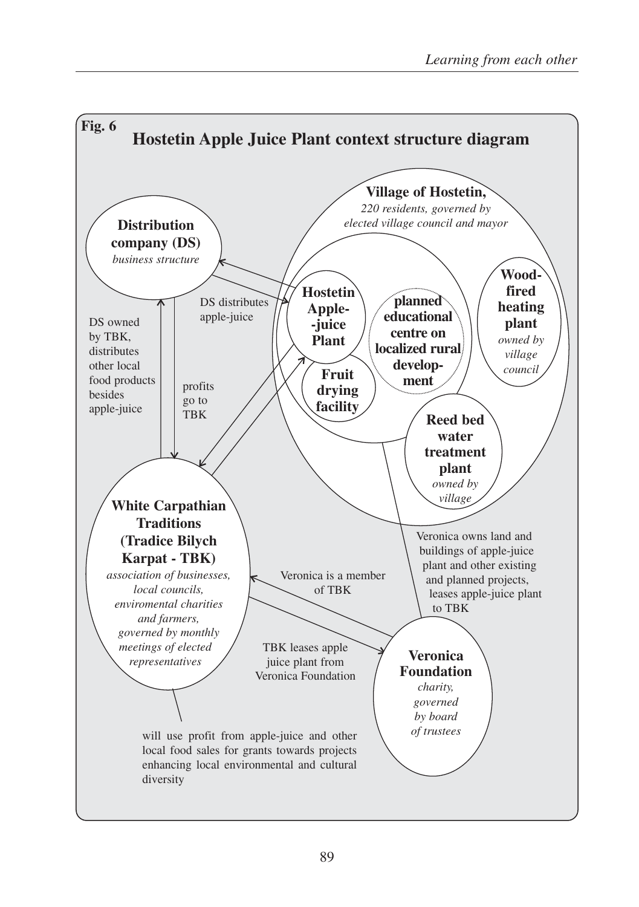**Fig. 6**

## Hostetin Apple Juice Plant context structure diagram

**Village of Hostetin,**
*220 residents, governed by elected village council and mayor*

**Distribution company (DS)**
*business structure*

**Hostetin Apple--juice Plant**

**Fruit drying facility**

**planned educational centre on localized rural develop-ment**

**Wood-fired heating plant**
*owned by village council*

**Reed bed water treatment plant**
*owned by village*

**White Carpathian Traditions (Tradice Bilych Karpat - TBK)**
*association of businesses, local councils, enviromental charities and farmers, governed by monthly meetings of elected representatives*

**Veronica Foundation**
*charity, governed by board of trustees*

DS distributes apple-juice

DS owned by TBK, distributes other local food products besides apple-juice

profits go to TBK

Veronica owns land and buildings of apple-juice plant and other existing and planned projects, leases apple-juice plant to TBK

Veronica is a member of TBK

TBK leases apple juice plant from Veronica Foundation

will use profit from apple-juice and other local food sales for grants towards projects enhancing local environmental and cultural diversity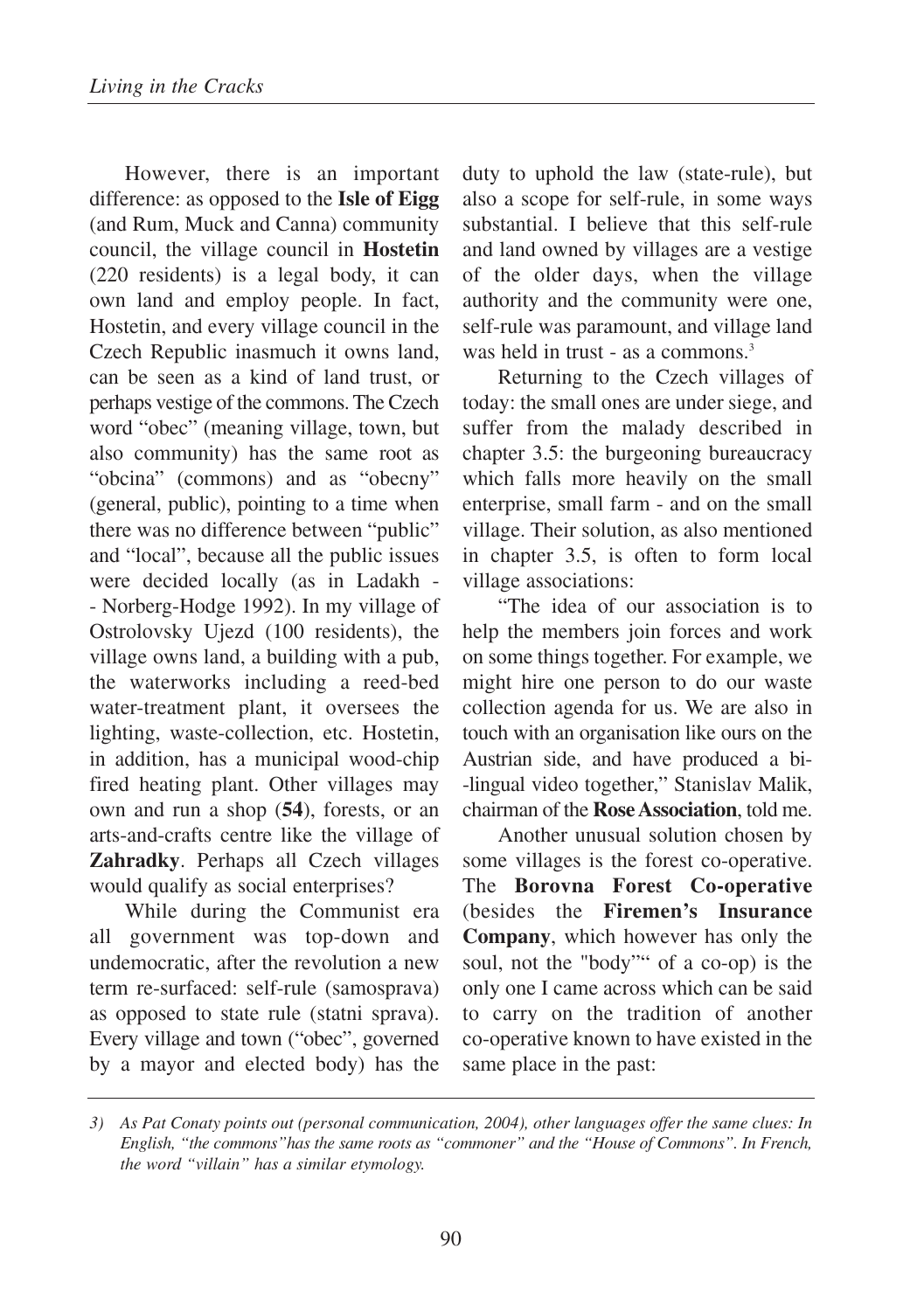However, there is an important difference: as opposed to the **Isle of Eigg** (and Rum, Muck and Canna) community council, the village council in **Hostetin** (220 residents) is a legal body, it can own land and employ people. In fact, Hostetin, and every village council in the Czech Republic inasmuch it owns land, can be seen as a kind of land trust, or perhaps vestige of the commons. The Czech word "obec" (meaning village, town, but also community) has the same root as "obcina" (commons) and as "obecny" (general, public), pointing to a time when there was no difference between "public" and "local", because all the public issues were decided locally (as in Ladakh - - Norberg-Hodge 1992). In my village of Ostrolovsky Ujezd (100 residents), the village owns land, a building with a pub, the waterworks including a reed-bed water-treatment plant, it oversees the lighting, waste-collection, etc. Hostetin, in addition, has a municipal wood-chip fired heating plant. Other villages may own and run a shop (**54**), forests, or an arts-and-crafts centre like the village of **Zahradky**. Perhaps all Czech villages would qualify as social enterprises?

While during the Communist era all government was top-down and undemocratic, after the revolution a new term re-surfaced: self-rule (samosprava) as opposed to state rule (statni sprava). Every village and town ("obec", governed by a mayor and elected body) has the duty to uphold the law (state-rule), but also a scope for self-rule, in some ways substantial. I believe that this self-rule and land owned by villages are a vestige of the older days, when the village authority and the community were one, self-rule was paramount, and village land was held in trust - as a commons.[3]

Returning to the Czech villages of today: the small ones are under siege, and suffer from the malady described in chapter 3.5: the burgeoning bureaucracy which falls more heavily on the small enterprise, small farm - and on the small village. Their solution, as also mentioned in chapter 3.5, is often to form local village associations:

"The idea of our association is to help the members join forces and work on some things together. For example, we might hire one person to do our waste collection agenda for us. We are also in touch with an organisation like ours on the Austrian side, and have produced a bi--lingual video together," Stanislav Malik, chairman of the **Rose Association**, told me.

Another unusual solution chosen by some villages is the forest co-operative. The **Borovna Forest Co-operative** (besides the **Firemen's Insurance Company**, which however has only the soul, not the "body"" of a co-op) is the only one I came across which can be said to carry on the tradition of another co-operative known to have existed in the same place in the past:

---

*3) As Pat Conaty points out (personal communication, 2004), other languages offer the same clues: In English, "the commons" has the same roots as "commoner" and the "House of Commons". In French, the word "villain" has a similar etymology.*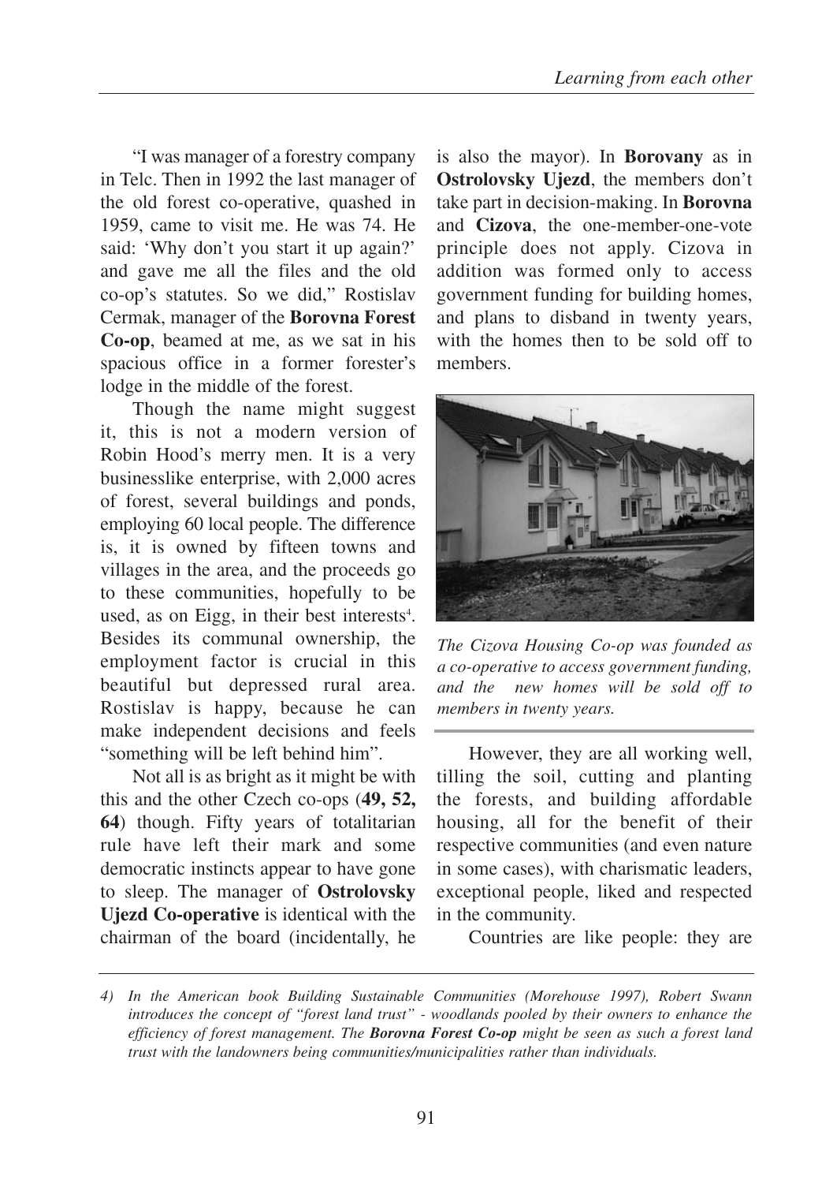"I was manager of a forestry company in Telc. Then in 1992 the last manager of the old forest co-operative, quashed in 1959, came to visit me. He was 74. He said: 'Why don't you start it up again?' and gave me all the files and the old co-op's statutes. So we did," Rostislav Cermak, manager of the **Borovna Forest Co-op**, beamed at me, as we sat in his spacious office in a former forester's lodge in the middle of the forest.

Though the name might suggest it, this is not a modern version of Robin Hood's merry men. It is a very businesslike enterprise, with 2,000 acres of forest, several buildings and ponds, employing 60 local people. The difference is, it is owned by fifteen towns and villages in the area, and the proceeds go to these communities, hopefully to be used, as on Eigg, in their best interests[4]. Besides its communal ownership, the employment factor is crucial in this beautiful but depressed rural area. Rostislav is happy, because he can make independent decisions and feels "something will be left behind him".

Not all is as bright as it might be with this and the other Czech co-ops (**49, 52, 64**) though. Fifty years of totalitarian rule have left their mark and some democratic instincts appear to have gone to sleep. The manager of **Ostrolovsky Ujezd Co-operative** is identical with the chairman of the board (incidentally, he is also the mayor). In **Borovany** as in **Ostrolovsky Ujezd**, the members don't take part in decision-making. In **Borovna** and **Cizova**, the one-member-one-vote principle does not apply. Cizova in addition was formed only to access government funding for building homes, and plans to disband in twenty years, with the homes then to be sold off to members.

*The Cizova Housing Co-op was founded as a co-operative to access government funding, and the new homes will be sold off to members in twenty years.*

However, they are all working well, tilling the soil, cutting and planting the forests, and building affordable housing, all for the benefit of their respective communities (and even nature in some cases), with charismatic leaders, exceptional people, liked and respected in the community.

Countries are like people: they are

*4) In the American book Building Sustainable Communities (Morehouse 1997), Robert Swann introduces the concept of "forest land trust" - woodlands pooled by their owners to enhance the efficiency of forest management. The **Borovna Forest Co-op** might be seen as such a forest land trust with the landowners being communities/municipalities rather than individuals.*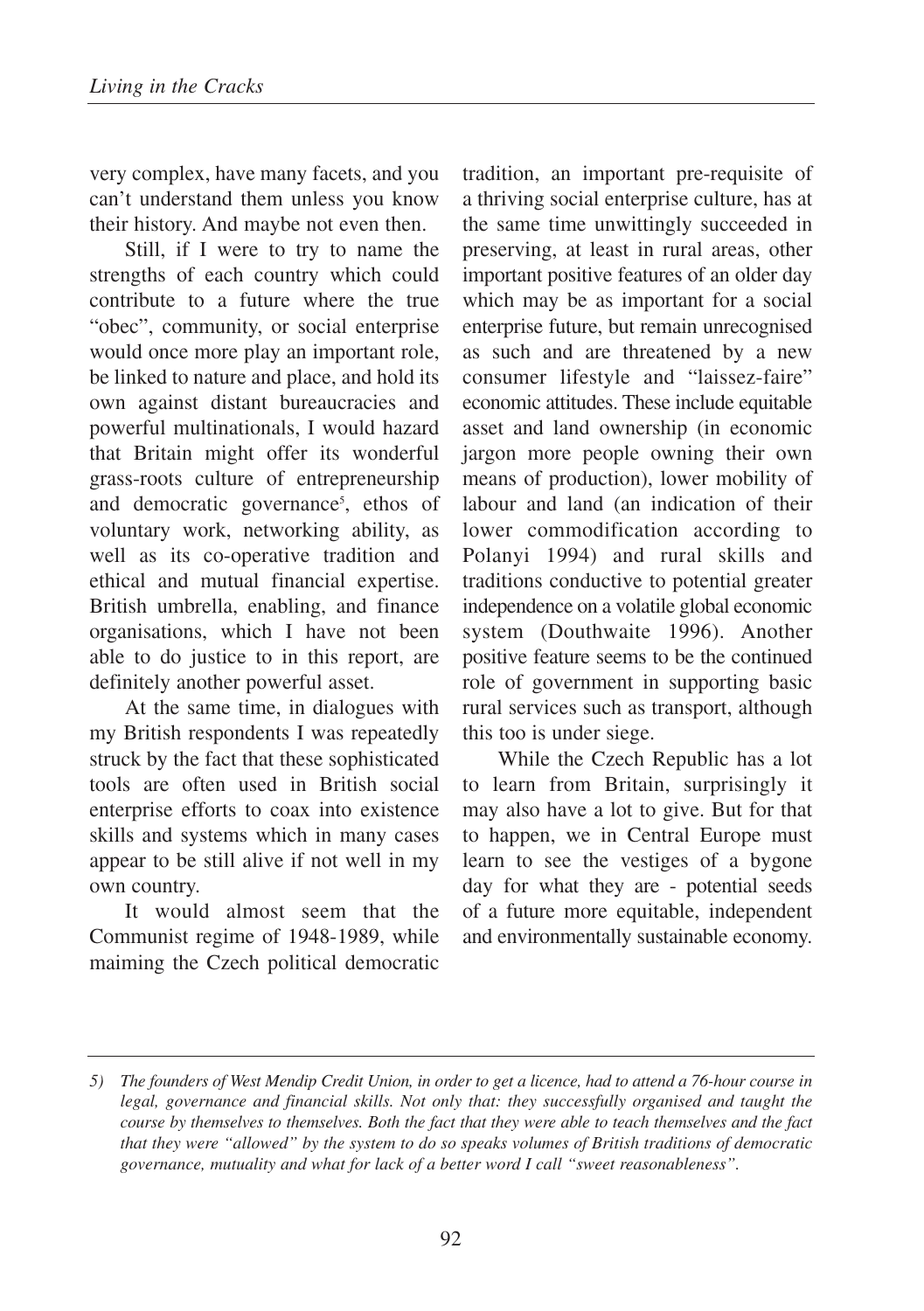very complex, have many facets, and you can't understand them unless you know their history. And maybe not even then.

Still, if I were to try to name the strengths of each country which could contribute to a future where the true "obec", community, or social enterprise would once more play an important role, be linked to nature and place, and hold its own against distant bureaucracies and powerful multinationals, I would hazard that Britain might offer its wonderful grass-roots culture of entrepreneurship and democratic governance[5], ethos of voluntary work, networking ability, as well as its co-operative tradition and ethical and mutual financial expertise. British umbrella, enabling, and finance organisations, which I have not been able to do justice to in this report, are definitely another powerful asset.

At the same time, in dialogues with my British respondents I was repeatedly struck by the fact that these sophisticated tools are often used in British social enterprise efforts to coax into existence skills and systems which in many cases appear to be still alive if not well in my own country.

It would almost seem that the Communist regime of 1948-1989, while maiming the Czech political democratic tradition, an important pre-requisite of a thriving social enterprise culture, has at the same time unwittingly succeeded in preserving, at least in rural areas, other important positive features of an older day which may be as important for a social enterprise future, but remain unrecognised as such and are threatened by a new consumer lifestyle and "laissez-faire" economic attitudes. These include equitable asset and land ownership (in economic jargon more people owning their own means of production), lower mobility of labour and land (an indication of their lower commodification according to Polanyi 1994) and rural skills and traditions conductive to potential greater independence on a volatile global economic system (Douthwaite 1996). Another positive feature seems to be the continued role of government in supporting basic rural services such as transport, although this too is under siege.

While the Czech Republic has a lot to learn from Britain, surprisingly it may also have a lot to give. But for that to happen, we in Central Europe must learn to see the vestiges of a bygone day for what they are - potential seeds of a future more equitable, independent and environmentally sustainable economy.

---

*5) The founders of West Mendip Credit Union, in order to get a licence, had to attend a 76-hour course in legal, governance and financial skills. Not only that: they successfully organised and taught the course by themselves to themselves. Both the fact that they were able to teach themselves and the fact that they were "allowed" by the system to do so speaks volumes of British traditions of democratic governance, mutuality and what for lack of a better word I call "sweet reasonableness".*